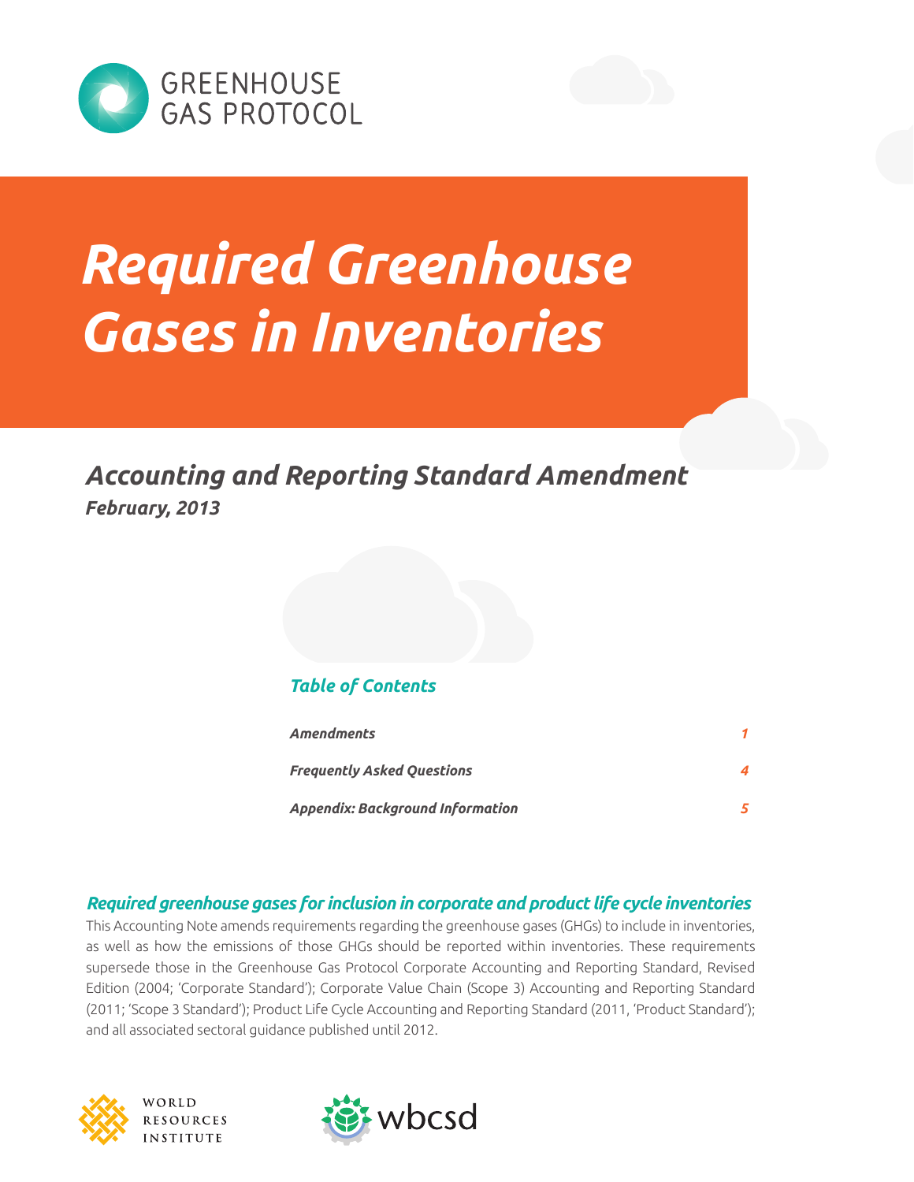GREENHOUSE GAS PROTOCOL

# Required Greenhouse Gases in Inventories

## Accounting and Reporting Standard Amendment

**February, 2013**

### Table of Contents

| | |
|---|---|
| *Amendments* | 1 |
| *Frequently Asked Questions* | 4 |
| *Appendix: Background Information* | 5 |

### Required greenhouse gases for inclusion in corporate and product life cycle inventories

This Accounting Note amends requirements regarding the greenhouse gases (GHGs) to include in inventories, as well as how the emissions of those GHGs should be reported within inventories. These requirements supersede those in the Greenhouse Gas Protocol Corporate Accounting and Reporting Standard, Revised Edition (2004; 'Corporate Standard'); Corporate Value Chain (Scope 3) Accounting and Reporting Standard (2011; 'Scope 3 Standard'); Product Life Cycle Accounting and Reporting Standard (2011, 'Product Standard'); and all associated sectoral guidance published until 2012.

WORLD RESOURCES INSTITUTE

wbcsd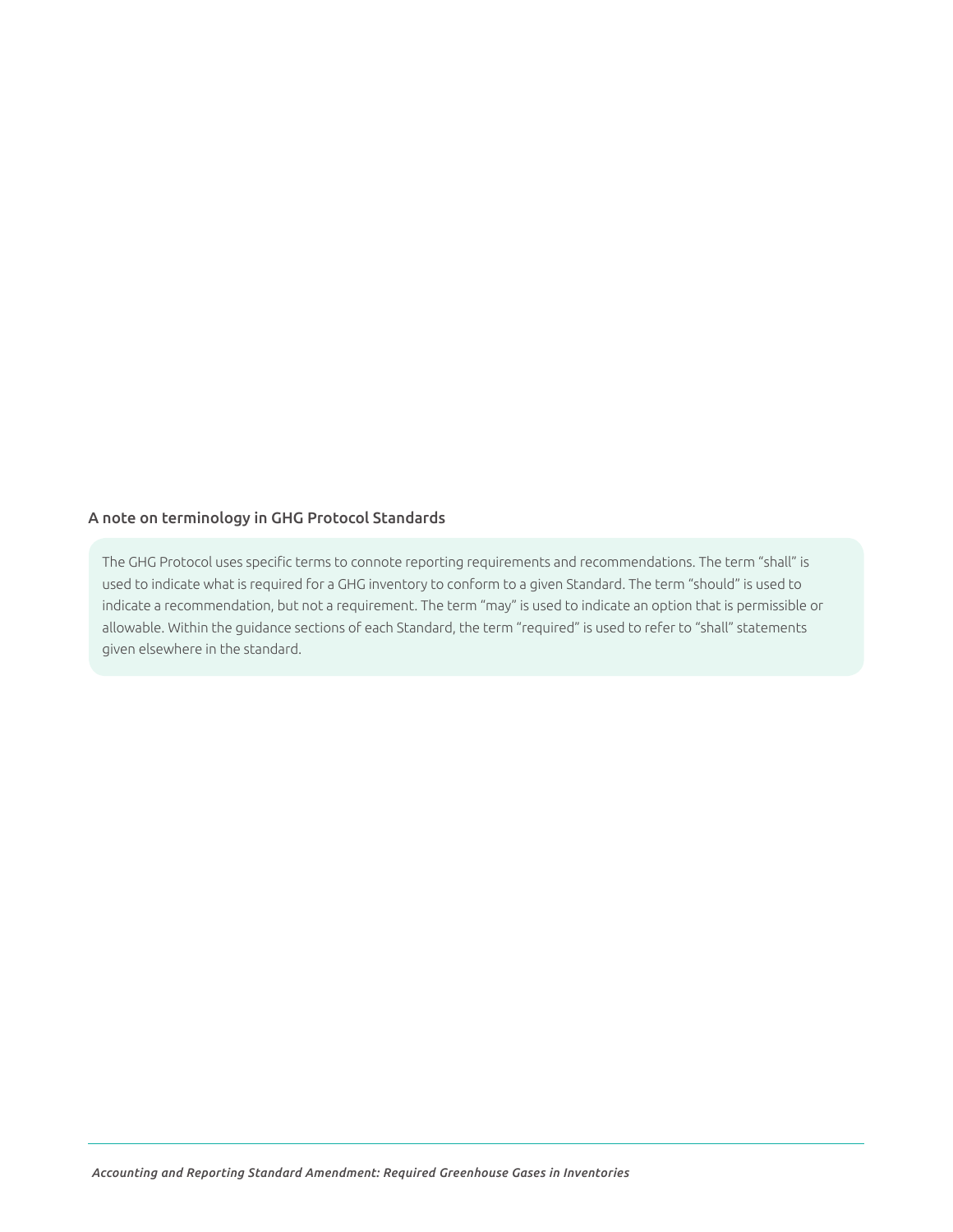### A note on terminology in GHG Protocol Standards

The GHG Protocol uses specific terms to connote reporting requirements and recommendations. The term “shall” is used to indicate what is required for a GHG inventory to conform to a given Standard. The term “should” is used to indicate a recommendation, but not a requirement. The term “may” is used to indicate an option that is permissible or allowable. Within the guidance sections of each Standard, the term “required” is used to refer to “shall” statements given elsewhere in the standard.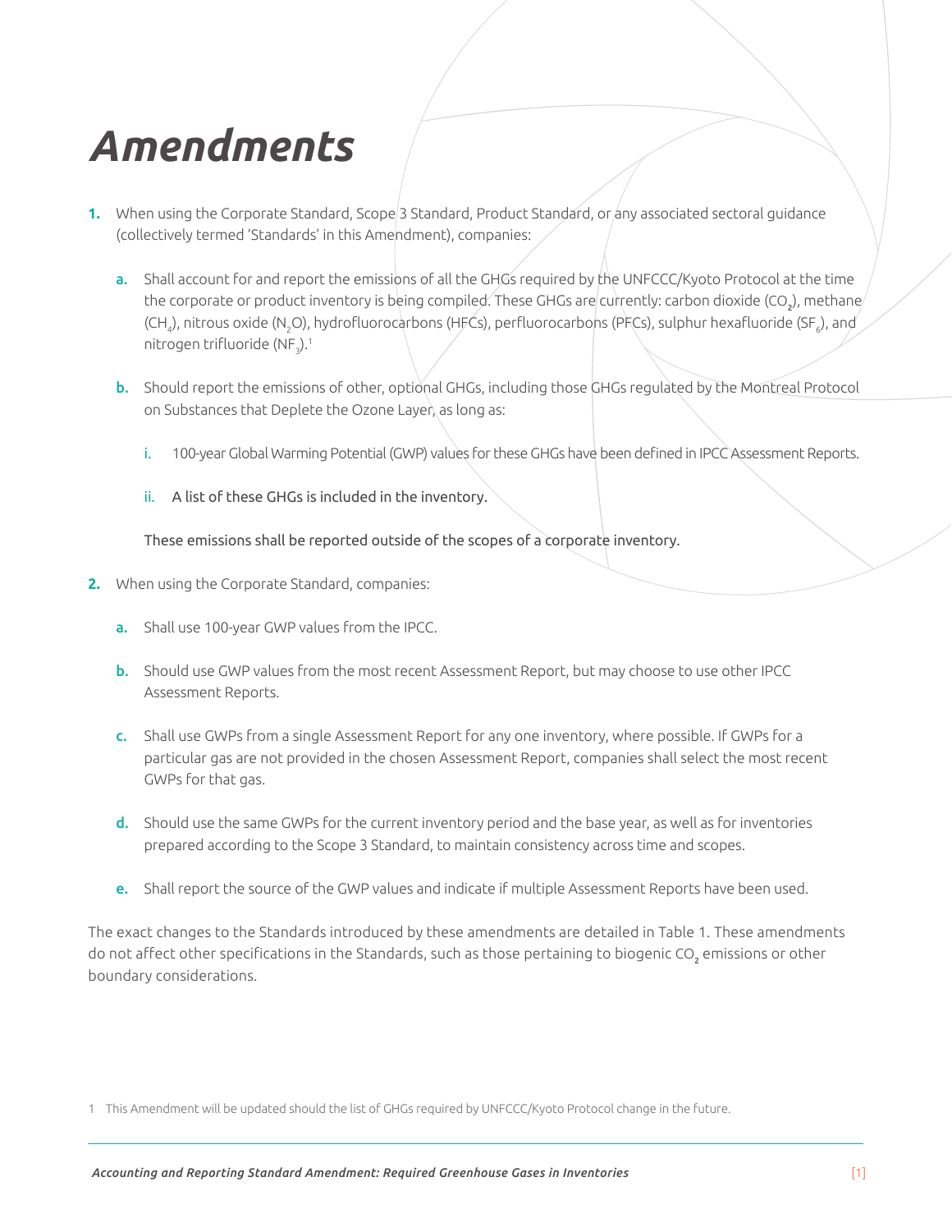# Amendments

1. When using the Corporate Standard, Scope 3 Standard, Product Standard, or any associated sectoral guidance (collectively termed 'Standards' in this Amendment), companies:

   a. Shall account for and report the emissions of all the GHGs required by the UNFCCC/Kyoto Protocol at the time the corporate or product inventory is being compiled. These GHGs are currently: carbon dioxide ($CO_2$), methane ($CH_4$), nitrous oxide ($N_2O$), hydrofluorocarbons (HFCs), perfluorocarbons (PFCs), sulphur hexafluoride ($SF_6$), and nitrogen trifluoride ($NF_3$).[1]

   b. Should report the emissions of other, optional GHGs, including those GHGs regulated by the Montreal Protocol on Substances that Deplete the Ozone Layer, as long as:

      i. 100-year Global Warming Potential (GWP) values for these GHGs have been defined in IPCC Assessment Reports.

      ii. A list of these GHGs is included in the inventory.

      These emissions shall be reported outside of the scopes of a corporate inventory.

2. When using the Corporate Standard, companies:

   a. Shall use 100-year GWP values from the IPCC.

   b. Should use GWP values from the most recent Assessment Report, but may choose to use other IPCC Assessment Reports.

   c. Shall use GWPs from a single Assessment Report for any one inventory, where possible. If GWPs for a particular gas are not provided in the chosen Assessment Report, companies shall select the most recent GWPs for that gas.

   d. Should use the same GWPs for the current inventory period and the base year, as well as for inventories prepared according to the Scope 3 Standard, to maintain consistency across time and scopes.

   e. Shall report the source of the GWP values and indicate if multiple Assessment Reports have been used.

The exact changes to the Standards introduced by these amendments are detailed in Table 1. These amendments do not affect other specifications in the Standards, such as those pertaining to biogenic $CO_2$ emissions or other boundary considerations.

1 This Amendment will be updated should the list of GHGs required by UNFCCC/Kyoto Protocol change in the future.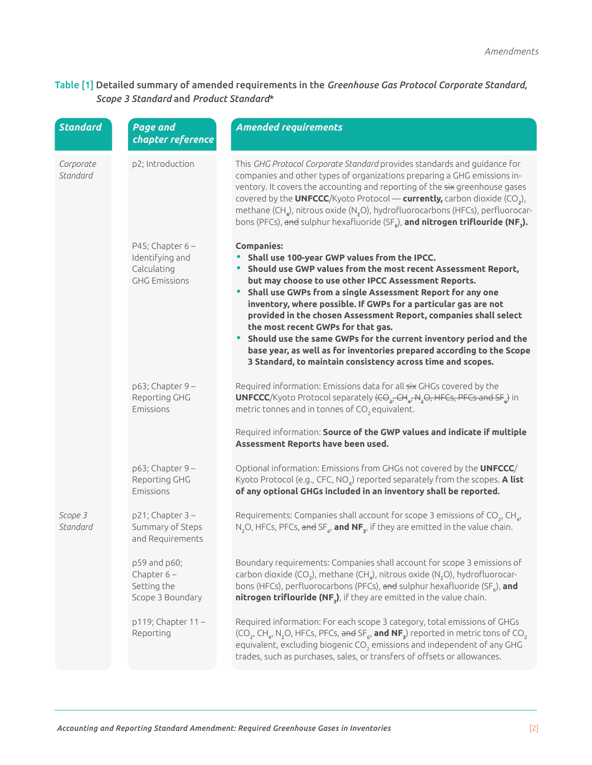**Table [1]** Detailed summary of amended requirements in the *Greenhouse Gas Protocol Corporate Standard, Scope 3 Standard* and *Product Standard**

| *Standard* | *Page and chapter reference* | *Amended requirements* |
|---|---|---|
| *Corporate Standard* | p2; Introduction | This *GHG Protocol Corporate Standard* provides standards and guidance for companies and other types of organizations preparing a GHG emissions inventory. It covers the accounting and reporting of the ~~six~~ greenhouse gases covered by the **UNFCCC**/Kyoto Protocol — **currently,** carbon dioxide ($CO_2$), methane ($CH_4$), nitrous oxide ($N_2O$), hydrofluorocarbons (HFCs), perfluorocarbons (PFCs), ~~and~~ sulphur hexafluoride ($SF_6$), **and nitrogen trifluoride ($NF_3$).** |
| | P45; Chapter 6 – Identifying and Calculating GHG Emissions | **Companies:**<br>• **Shall use 100-year GWP values from the IPCC.**<br>• **Should use GWP values from the most recent Assessment Report, but may choose to use other IPCC Assessment Reports.**<br>• **Shall use GWPs from a single Assessment Report for any one inventory, where possible. If GWPs for a particular gas are not provided in the chosen Assessment Report, companies shall select the most recent GWPs for that gas.**<br>• **Should use the same GWPs for the current inventory period and the base year, as well as for inventories prepared according to the Scope 3 Standard, to maintain consistency across time and scopes.** |
| | p63; Chapter 9 – Reporting GHG Emissions | Required information: Emissions data for all ~~six~~ GHGs covered by the **UNFCCC**/Kyoto Protocol separately ~~($CO_2$, $CH_4$, $N_2O$, HFCs, PFCs and $SF_6$)~~ in metric tonnes and in tonnes of $CO_2$ equivalent.<br><br>Required information: **Source of the GWP values and indicate if multiple Assessment Reports have been used.** |
| | p63; Chapter 9 – Reporting GHG Emissions | Optional information: Emissions from GHGs not covered by the **UNFCCC**/Kyoto Protocol (e.g., CFC, $NO_x$) reported separately from the scopes. **A list of any optional GHGs included in an inventory shall be reported.** |
| *Scope 3 Standard* | p21; Chapter 3 – Summary of Steps and Requirements | Requirements: Companies shall account for scope 3 emissions of $CO_2$, $CH_4$, $N_2O$, HFCs, PFCs, ~~and~~ $SF_6$, **and $NF_3$**, if they are emitted in the value chain. |
| | p59 and p60; Chapter 6 – Setting the Scope 3 Boundary | Boundary requirements: Companies shall account for scope 3 emissions of carbon dioxide ($CO_2$), methane ($CH_4$), nitrous oxide ($N_2O$), hydrofluorocarbons (HFCs), perfluorocarbons (PFCs), ~~and~~ sulphur hexafluoride ($SF_6$), **and nitrogen trifluoride ($NF_3$)**, if they are emitted in the value chain. |
| | p119; Chapter 11 – Reporting | Required information: For each scope 3 category, total emissions of GHGs ($CO_2$, $CH_4$, $N_2O$, HFCs, PFCs, ~~and~~ $SF_6$, **and $NF_3$**) reported in metric tons of $CO_2$ equivalent, excluding biogenic $CO_2$ emissions and independent of any GHG trades, such as purchases, sales, or transfers of offsets or allowances. |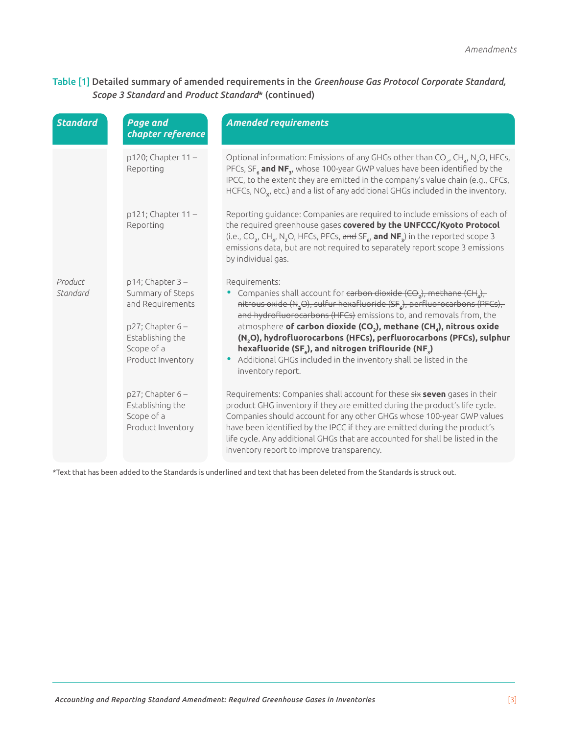Table [1] Detailed summary of amended requirements in the *Greenhouse Gas Protocol Corporate Standard, Scope 3 Standard* and *Product Standard** (continued)

| *Standard* | *Page and chapter reference* | *Amended requirements* |
|---|---|---|
| | p120; Chapter 11 – Reporting | Optional information: Emissions of any GHGs other than $CO_2$, $CH_4$, $N_2O$, HFCs, PFCs, $SF_6$ **and $NF_3$**, whose 100-year GWP values have been identified by the IPCC, to the extent they are emitted in the company's value chain (e.g., CFCs, HCFCs, $NO_x$, etc.) and a list of any additional GHGs included in the inventory. |
| | p121; Chapter 11 – Reporting | Reporting guidance: Companies are required to include emissions of each of the required greenhouse gases **covered by the UNFCCC/Kyoto Protocol** (i.e., $CO_2$, $CH_4$, $N_2O$, HFCs, PFCs, ~~and~~ $SF_6$, **and $NF_3$**) in the reported scope 3 emissions data, but are not required to separately report scope 3 emissions by individual gas. |
| *Product Standard* | p14; Chapter 3 – Summary of Steps and Requirements<br><br>p27; Chapter 6 – Establishing the Scope of a Product Inventory | Requirements:<br>• Companies shall account for ~~carbon dioxide ($CO_2$), methane ($CH_4$), nitrous oxide ($N_2O$), sulfur hexafluoride ($SF_6$), perfluorocarbons (PFCs), and hydrofluorocarbons (HFCs)~~ emissions to, and removals from, the atmosphere **of carbon dioxide ($CO_2$), methane ($CH_4$), nitrous oxide ($N_2O$), hydrofluorocarbons (HFCs), perfluorocarbons (PFCs), sulphur hexafluoride ($SF_6$), and nitrogen triflouride ($NF_3$)**<br>• Additional GHGs included in the inventory shall be listed in the inventory report. |
| | p27; Chapter 6 – Establishing the Scope of a Product Inventory | Requirements: Companies shall account for these ~~six~~ **seven** gases in their product GHG inventory if they are emitted during the product's life cycle. Companies should account for any other GHGs whose 100-year GWP values have been identified by the IPCC if they are emitted during the product's life cycle. Any additional GHGs that are accounted for shall be listed in the inventory report to improve transparency. |

*Text that has been added to the Standards is underlined and text that has been deleted from the Standards is struck out.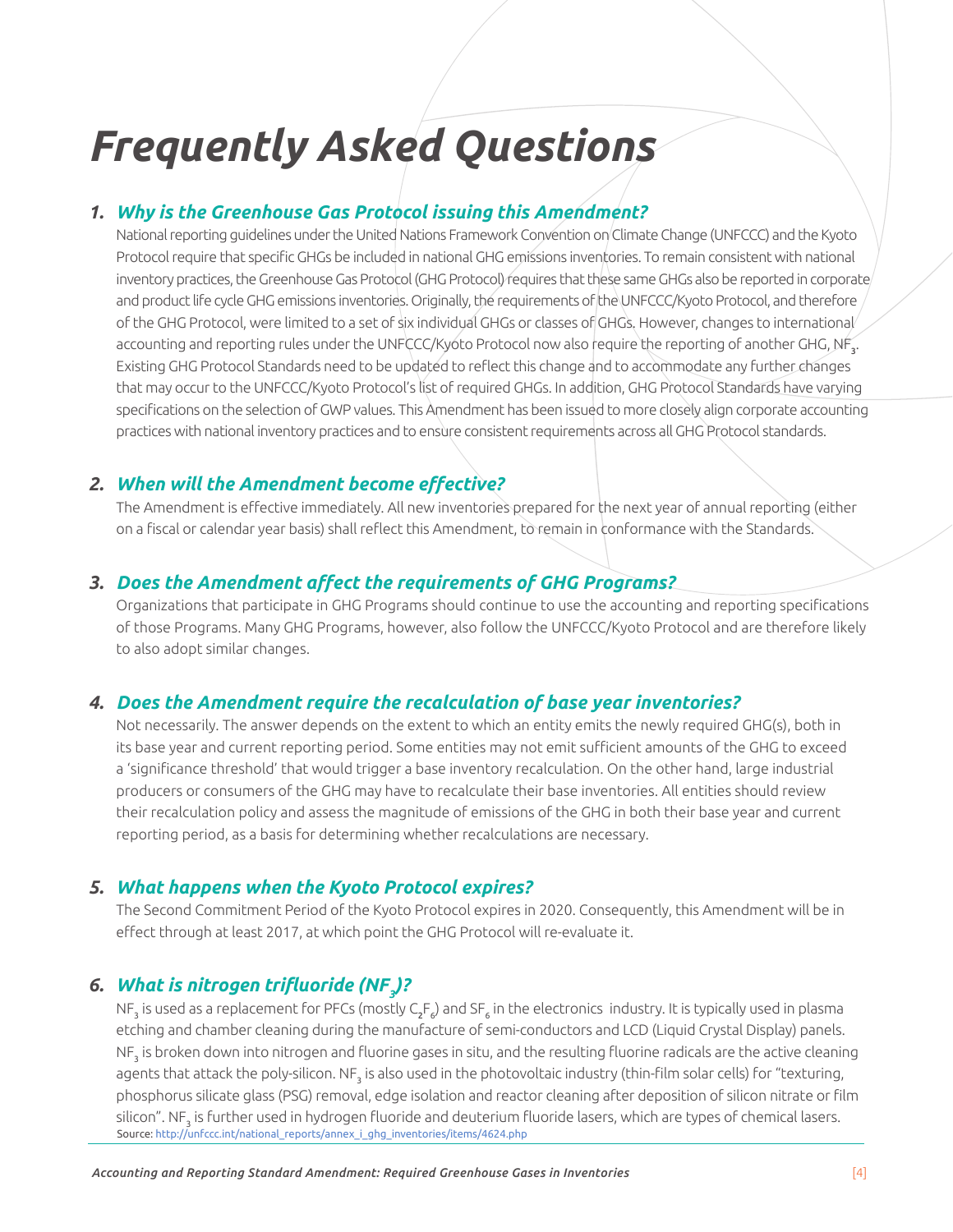# Frequently Asked Questions

### 1. Why is the Greenhouse Gas Protocol issuing this Amendment?

National reporting guidelines under the United Nations Framework Convention on Climate Change (UNFCCC) and the Kyoto Protocol require that specific GHGs be included in national GHG emissions inventories. To remain consistent with national inventory practices, the Greenhouse Gas Protocol (GHG Protocol) requires that these same GHGs also be reported in corporate and product life cycle GHG emissions inventories. Originally, the requirements of the UNFCCC/Kyoto Protocol, and therefore of the GHG Protocol, were limited to a set of six individual GHGs or classes of GHGs. However, changes to international accounting and reporting rules under the UNFCCC/Kyoto Protocol now also require the reporting of another GHG, $NF_3$. Existing GHG Protocol Standards need to be updated to reflect this change and to accommodate any further changes that may occur to the UNFCCC/Kyoto Protocol's list of required GHGs. In addition, GHG Protocol Standards have varying specifications on the selection of GWP values. This Amendment has been issued to more closely align corporate accounting practices with national inventory practices and to ensure consistent requirements across all GHG Protocol standards.

### 2. When will the Amendment become effective?

The Amendment is effective immediately. All new inventories prepared for the next year of annual reporting (either on a fiscal or calendar year basis) shall reflect this Amendment, to remain in conformance with the Standards.

### 3. Does the Amendment affect the requirements of GHG Programs?

Organizations that participate in GHG Programs should continue to use the accounting and reporting specifications of those Programs. Many GHG Programs, however, also follow the UNFCCC/Kyoto Protocol and are therefore likely to also adopt similar changes.

### 4. Does the Amendment require the recalculation of base year inventories?

Not necessarily. The answer depends on the extent to which an entity emits the newly required GHG(s), both in its base year and current reporting period. Some entities may not emit sufficient amounts of the GHG to exceed a 'significance threshold' that would trigger a base inventory recalculation. On the other hand, large industrial producers or consumers of the GHG may have to recalculate their base inventories. All entities should review their recalculation policy and assess the magnitude of emissions of the GHG in both their base year and current reporting period, as a basis for determining whether recalculations are necessary.

### 5. What happens when the Kyoto Protocol expires?

The Second Commitment Period of the Kyoto Protocol expires in 2020. Consequently, this Amendment will be in effect through at least 2017, at which point the GHG Protocol will re-evaluate it.

### 6. What is nitrogen trifluoride ($NF_3$)?

$NF_3$ is used as a replacement for PFCs (mostly $C_2F_6$) and $SF_6$ in the electronics industry. It is typically used in plasma etching and chamber cleaning during the manufacture of semi-conductors and LCD (Liquid Crystal Display) panels. $NF_3$ is broken down into nitrogen and fluorine gases in situ, and the resulting fluorine radicals are the active cleaning agents that attack the poly-silicon. $NF_3$ is also used in the photovoltaic industry (thin-film solar cells) for "texturing, phosphorus silicate glass (PSG) removal, edge isolation and reactor cleaning after deposition of silicon nitrate or film silicon". $NF_3$ is further used in hydrogen fluoride and deuterium fluoride lasers, which are types of chemical lasers.

Source: http://unfccc.int/national_reports/annex_i_ghg_inventories/items/4624.php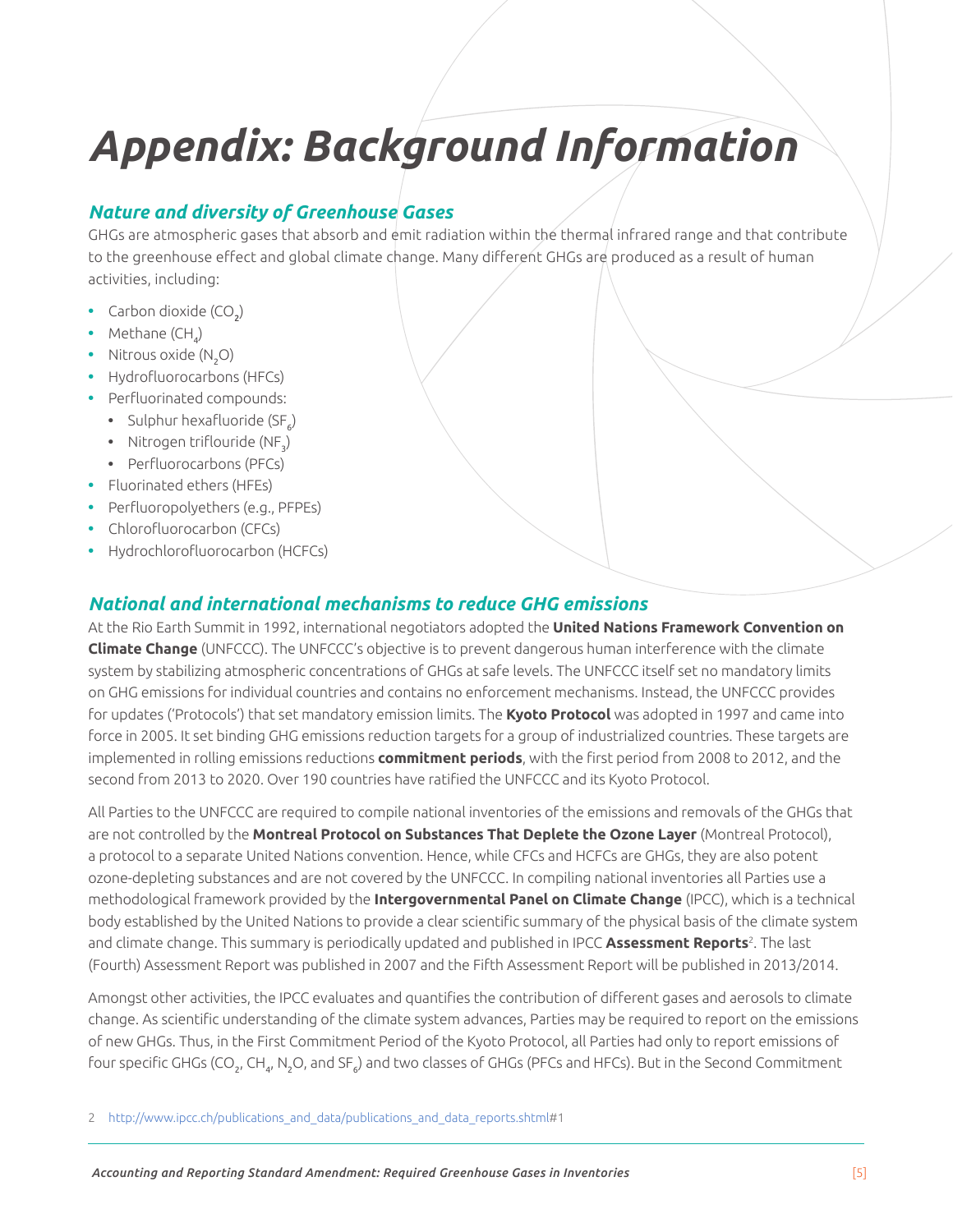# Appendix: Background Information

## Nature and diversity of Greenhouse Gases

GHGs are atmospheric gases that absorb and emit radiation within the thermal infrared range and that contribute to the greenhouse effect and global climate change. Many different GHGs are produced as a result of human activities, including:

- Carbon dioxide ($CO_2$)
- Methane ($CH_4$)
- Nitrous oxide ($N_2O$)
- Hydrofluorocarbons (HFCs)
- Perfluorinated compounds:
  - Sulphur hexafluoride ($SF_6$)
  - Nitrogen triflouride ($NF_3$)
  - Perfluorocarbons (PFCs)
- Fluorinated ethers (HFEs)
- Perfluoropolyethers (e.g., PFPEs)
- Chlorofluorocarbon (CFCs)
- Hydrochlorofluorocarbon (HCFCs)

## National and international mechanisms to reduce GHG emissions

At the Rio Earth Summit in 1992, international negotiators adopted the **United Nations Framework Convention on Climate Change** (UNFCCC). The UNFCCC's objective is to prevent dangerous human interference with the climate system by stabilizing atmospheric concentrations of GHGs at safe levels. The UNFCCC itself set no mandatory limits on GHG emissions for individual countries and contains no enforcement mechanisms. Instead, the UNFCCC provides for updates ('Protocols') that set mandatory emission limits. The **Kyoto Protocol** was adopted in 1997 and came into force in 2005. It set binding GHG emissions reduction targets for a group of industrialized countries. These targets are implemented in rolling emissions reductions **commitment periods**, with the first period from 2008 to 2012, and the second from 2013 to 2020. Over 190 countries have ratified the UNFCCC and its Kyoto Protocol.

All Parties to the UNFCCC are required to compile national inventories of the emissions and removals of the GHGs that are not controlled by the **Montreal Protocol on Substances That Deplete the Ozone Layer** (Montreal Protocol), a protocol to a separate United Nations convention. Hence, while CFCs and HCFCs are GHGs, they are also potent ozone-depleting substances and are not covered by the UNFCCC. In compiling national inventories all Parties use a methodological framework provided by the **Intergovernmental Panel on Climate Change** (IPCC), which is a technical body established by the United Nations to provide a clear scientific summary of the physical basis of the climate system and climate change. This summary is periodically updated and published in IPCC **Assessment Reports**[2]. The last (Fourth) Assessment Report was published in 2007 and the Fifth Assessment Report will be published in 2013/2014.

Amongst other activities, the IPCC evaluates and quantifies the contribution of different gases and aerosols to climate change. As scientific understanding of the climate system advances, Parties may be required to report on the emissions of new GHGs. Thus, in the First Commitment Period of the Kyoto Protocol, all Parties had only to report emissions of four specific GHGs ($CO_2$, $CH_4$, $N_2O$, and $SF_6$) and two classes of GHGs (PFCs and HFCs). But in the Second Commitment

2 http://www.ipcc.ch/publications_and_data/publications_and_data_reports.shtml#1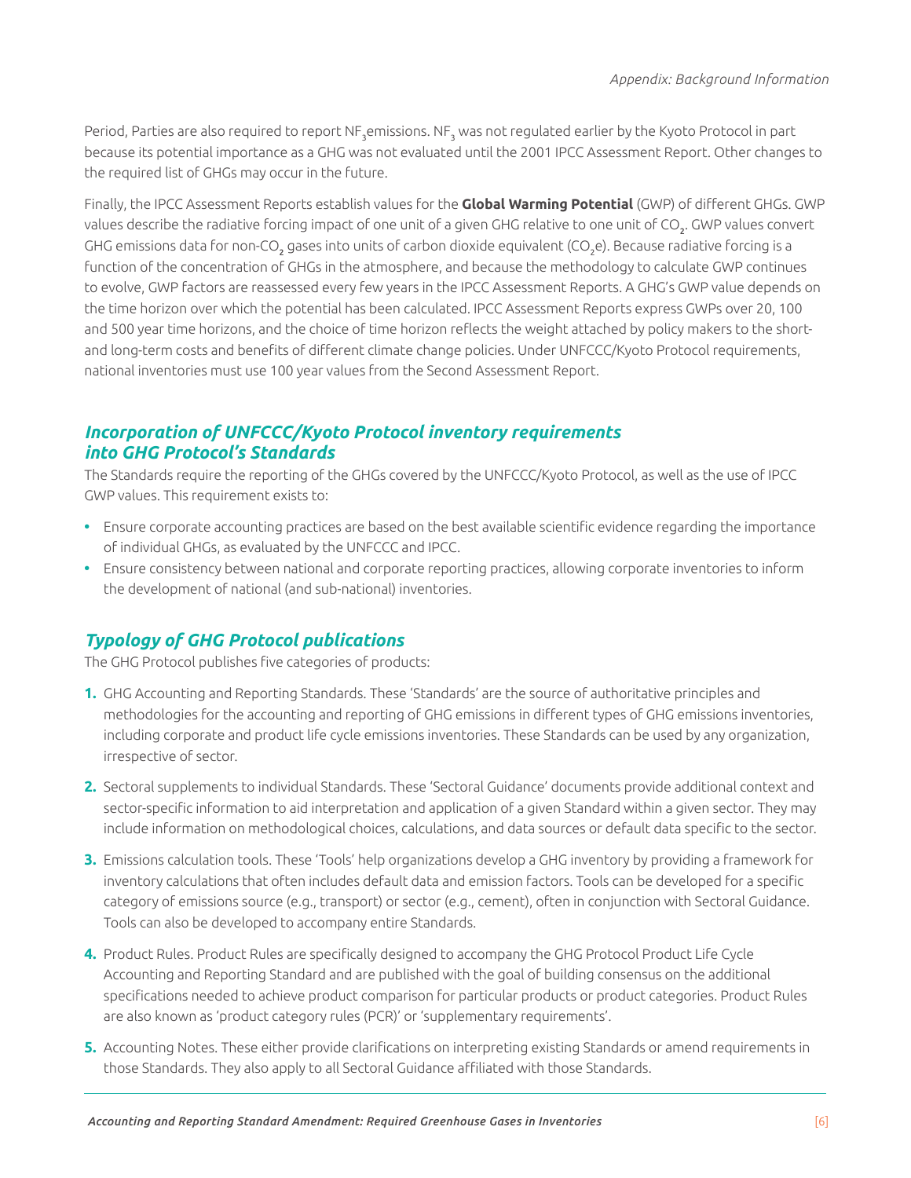Period, Parties are also required to report $NF_3$ emissions. $NF_3$ was not regulated earlier by the Kyoto Protocol in part because its potential importance as a GHG was not evaluated until the 2001 IPCC Assessment Report. Other changes to the required list of GHGs may occur in the future.

Finally, the IPCC Assessment Reports establish values for the **Global Warming Potential** (GWP) of different GHGs. GWP values describe the radiative forcing impact of one unit of a given GHG relative to one unit of $CO_2$. GWP values convert GHG emissions data for non-$CO_2$ gases into units of carbon dioxide equivalent ($CO_2e$). Because radiative forcing is a function of the concentration of GHGs in the atmosphere, and because the methodology to calculate GWP continues to evolve, GWP factors are reassessed every few years in the IPCC Assessment Reports. A GHG's GWP value depends on the time horizon over which the potential has been calculated. IPCC Assessment Reports express GWPs over 20, 100 and 500 year time horizons, and the choice of time horizon reflects the weight attached by policy makers to the short- and long-term costs and benefits of different climate change policies. Under UNFCCC/Kyoto Protocol requirements, national inventories must use 100 year values from the Second Assessment Report.

## *Incorporation of UNFCCC/Kyoto Protocol inventory requirements into GHG Protocol's Standards*

The Standards require the reporting of the GHGs covered by the UNFCCC/Kyoto Protocol, as well as the use of IPCC GWP values. This requirement exists to:

- Ensure corporate accounting practices are based on the best available scientific evidence regarding the importance of individual GHGs, as evaluated by the UNFCCC and IPCC.
- Ensure consistency between national and corporate reporting practices, allowing corporate inventories to inform the development of national (and sub-national) inventories.

## *Typology of GHG Protocol publications*

The GHG Protocol publishes five categories of products:

1. GHG Accounting and Reporting Standards. These 'Standards' are the source of authoritative principles and methodologies for the accounting and reporting of GHG emissions in different types of GHG emissions inventories, including corporate and product life cycle emissions inventories. These Standards can be used by any organization, irrespective of sector.
2. Sectoral supplements to individual Standards. These 'Sectoral Guidance' documents provide additional context and sector-specific information to aid interpretation and application of a given Standard within a given sector. They may include information on methodological choices, calculations, and data sources or default data specific to the sector.
3. Emissions calculation tools. These 'Tools' help organizations develop a GHG inventory by providing a framework for inventory calculations that often includes default data and emission factors. Tools can be developed for a specific category of emissions source (e.g., transport) or sector (e.g., cement), often in conjunction with Sectoral Guidance. Tools can also be developed to accompany entire Standards.
4. Product Rules. Product Rules are specifically designed to accompany the GHG Protocol Product Life Cycle Accounting and Reporting Standard and are published with the goal of building consensus on the additional specifications needed to achieve product comparison for particular products or product categories. Product Rules are also known as 'product category rules (PCR)' or 'supplementary requirements'.
5. Accounting Notes. These either provide clarifications on interpreting existing Standards or amend requirements in those Standards. They also apply to all Sectoral Guidance affiliated with those Standards.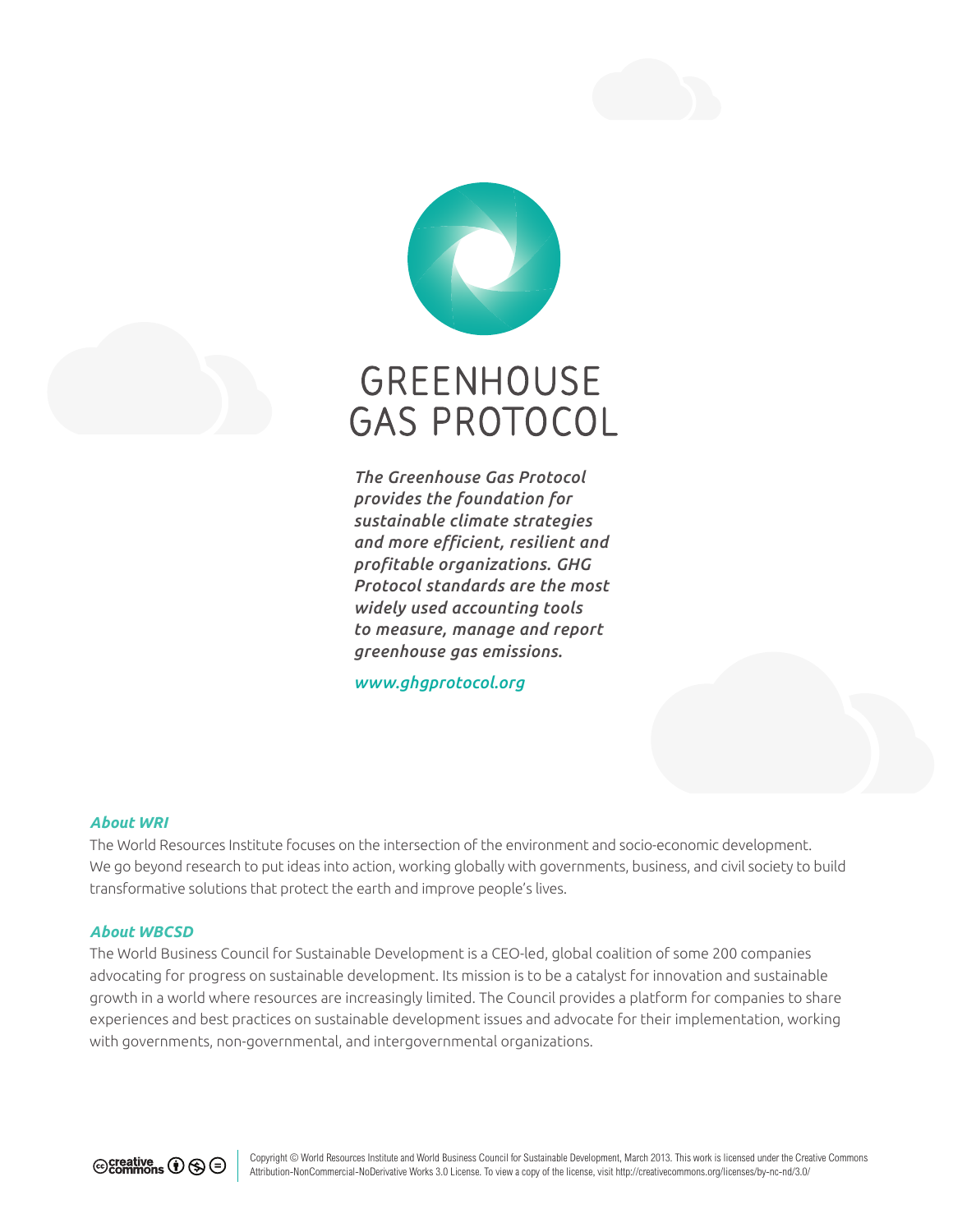# GREENHOUSE GAS PROTOCOL

*The Greenhouse Gas Protocol provides the foundation for sustainable climate strategies and more efficient, resilient and profitable organizations. GHG Protocol standards are the most widely used accounting tools to measure, manage and report greenhouse gas emissions.*

*www.ghgprotocol.org*

### *About WRI*

The World Resources Institute focuses on the intersection of the environment and socio-economic development. We go beyond research to put ideas into action, working globally with governments, business, and civil society to build transformative solutions that protect the earth and improve people's lives.

### *About WBCSD*

The World Business Council for Sustainable Development is a CEO-led, global coalition of some 200 companies advocating for progress on sustainable development. Its mission is to be a catalyst for innovation and sustainable growth in a world where resources are increasingly limited. The Council provides a platform for companies to share experiences and best practices on sustainable development issues and advocate for their implementation, working with governments, non-governmental, and intergovernmental organizations.

Copyright © World Resources Institute and World Business Council for Sustainable Development, March 2013. This work is licensed under the Creative Commons Attribution-NonCommercial-NoDerivative Works 3.0 License. To view a copy of the license, visit http://creativecommons.org/licenses/by-nc-nd/3.0/